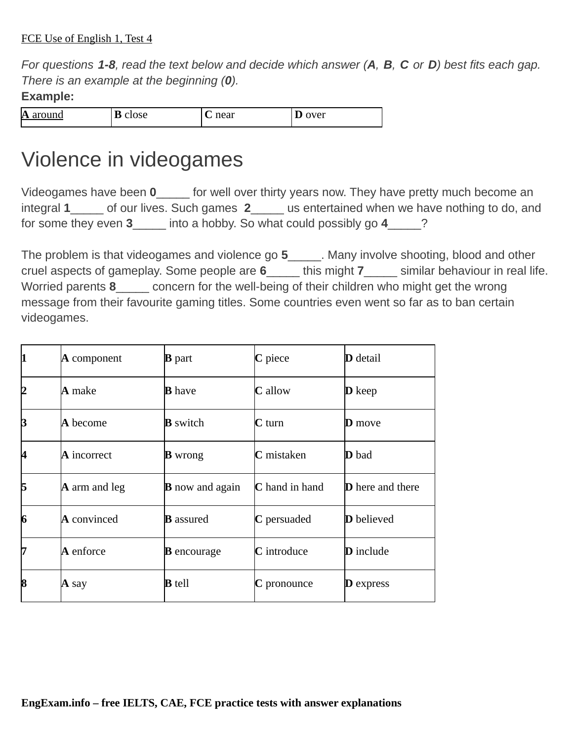FCE Use of English 1, Test 4

*For questions **1-8**, read the text below and decide which answer (**A**, **B**, **C** or **D**) best fits each gap. There is an example at the beginning (**0**).*

**Example:**

| **A** around | **B** close | **C** near | **D** over |
|---|---|---|---|

# Violence in videogames

Videogames have been **0**_____ for well over thirty years now. They have pretty much become an integral **1**_____ of our lives. Such games **2**_____ us entertained when we have nothing to do, and for some they even **3**_____ into a hobby. So what could possibly go **4**_____?

The problem is that videogames and violence go **5**_____. Many involve shooting, blood and other cruel aspects of gameplay. Some people are **6**_____ this might **7**_____ similar behaviour in real life. Worried parents **8**_____ concern for the well-being of their children who might get the wrong message from their favourite gaming titles. Some countries even went so far as to ban certain videogames.

| | | | | |
|---|---|---|---|---|
| **1** | **A** component | **B** part | **C** piece | **D** detail |
| **2** | **A** make | **B** have | **C** allow | **D** keep |
| **3** | **A** become | **B** switch | **C** turn | **D** move |
| **4** | **A** incorrect | **B** wrong | **C** mistaken | **D** bad |
| **5** | **A** arm and leg | **B** now and again | **C** hand in hand | **D** here and there |
| **6** | **A** convinced | **B** assured | **C** persuaded | **D** believed |
| **7** | **A** enforce | **B** encourage | **C** introduce | **D** include |
| **8** | **A** say | **B** tell | **C** pronounce | **D** express |

**EngExam.info – free IELTS, CAE, FCE practice tests with answer explanations**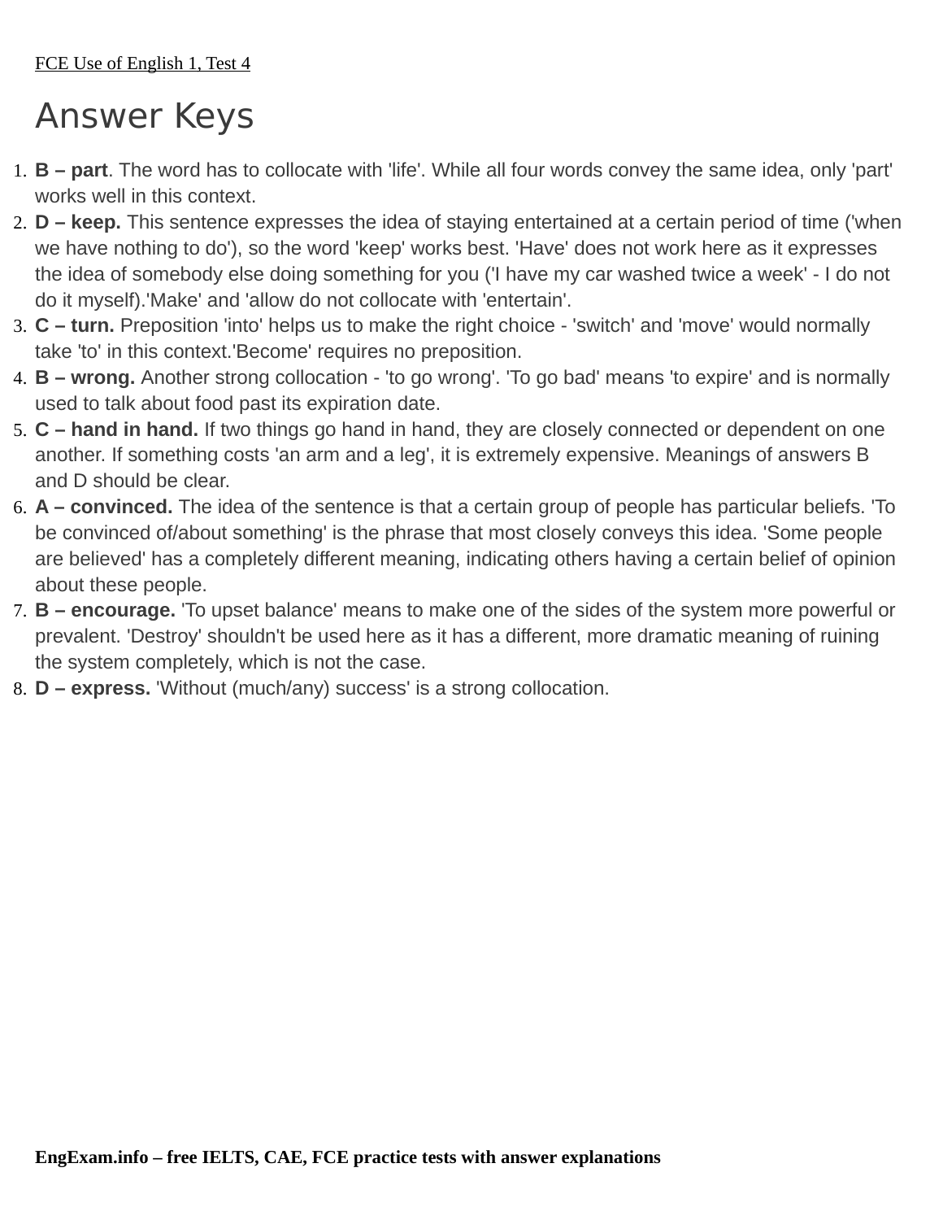FCE Use of English 1, Test 4

# Answer Keys

1. **B – part**. The word has to collocate with 'life'. While all four words convey the same idea, only 'part' works well in this context.
2. **D – keep.** This sentence expresses the idea of staying entertained at a certain period of time ('when we have nothing to do'), so the word 'keep' works best. 'Have' does not work here as it expresses the idea of somebody else doing something for you ('I have my car washed twice a week' - I do not do it myself).'Make' and 'allow do not collocate with 'entertain'.
3. **C – turn.** Preposition 'into' helps us to make the right choice - 'switch' and 'move' would normally take 'to' in this context.'Become' requires no preposition.
4. **B – wrong.** Another strong collocation - 'to go wrong'. 'To go bad' means 'to expire' and is normally used to talk about food past its expiration date.
5. **C – hand in hand.** If two things go hand in hand, they are closely connected or dependent on one another. If something costs 'an arm and a leg', it is extremely expensive. Meanings of answers B and D should be clear.
6. **A – convinced.** The idea of the sentence is that a certain group of people has particular beliefs. 'To be convinced of/about something' is the phrase that most closely conveys this idea. 'Some people are believed' has a completely different meaning, indicating others having a certain belief of opinion about these people.
7. **B – encourage.** 'To upset balance' means to make one of the sides of the system more powerful or prevalent. 'Destroy' shouldn't be used here as it has a different, more dramatic meaning of ruining the system completely, which is not the case.
8. **D – express.** 'Without (much/any) success' is a strong collocation.

**EngExam.info – free IELTS, CAE, FCE practice tests with answer explanations**